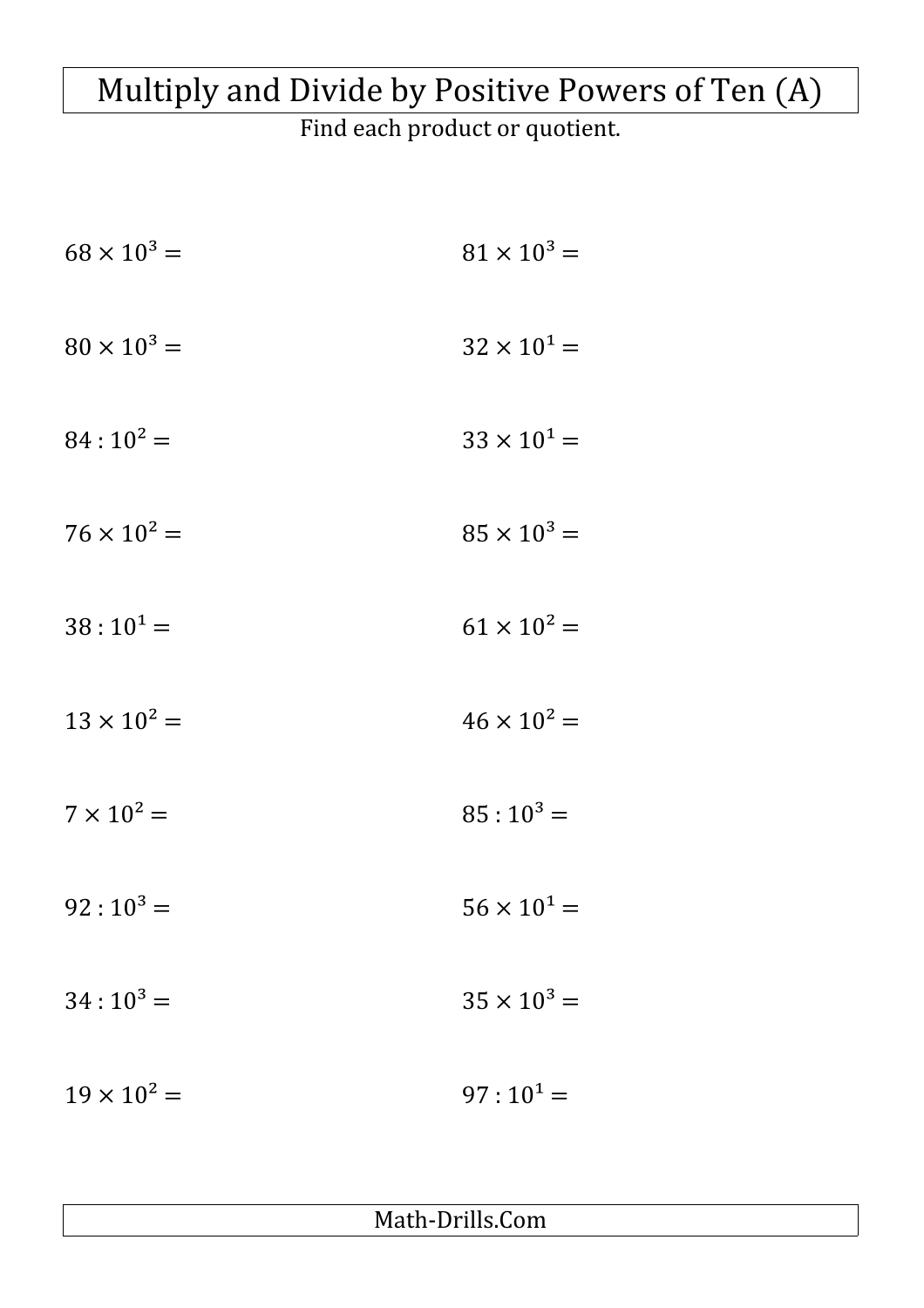# Multiply and Divide by Positive Powers of Ten (A)

Find each product or quotient.

$68 \times 10^3 =$

$81 \times 10^3 =$

$80 \times 10^3 =$

$32 \times 10^1 =$

$84 : 10^2 =$

$33 \times 10^1 =$

$76 \times 10^2 =$

$85 \times 10^3 =$

$38 : 10^1 =$

$61 \times 10^2 =$

$13 \times 10^2 =$

$46 \times 10^2 =$

$7 \times 10^2 =$

$85 : 10^3 =$

$92 : 10^3 =$

$56 \times 10^1 =$

$34 : 10^3 =$

$35 \times 10^3 =$

$19 \times 10^2 =$

$97 : 10^1 =$

Math-Drills.Com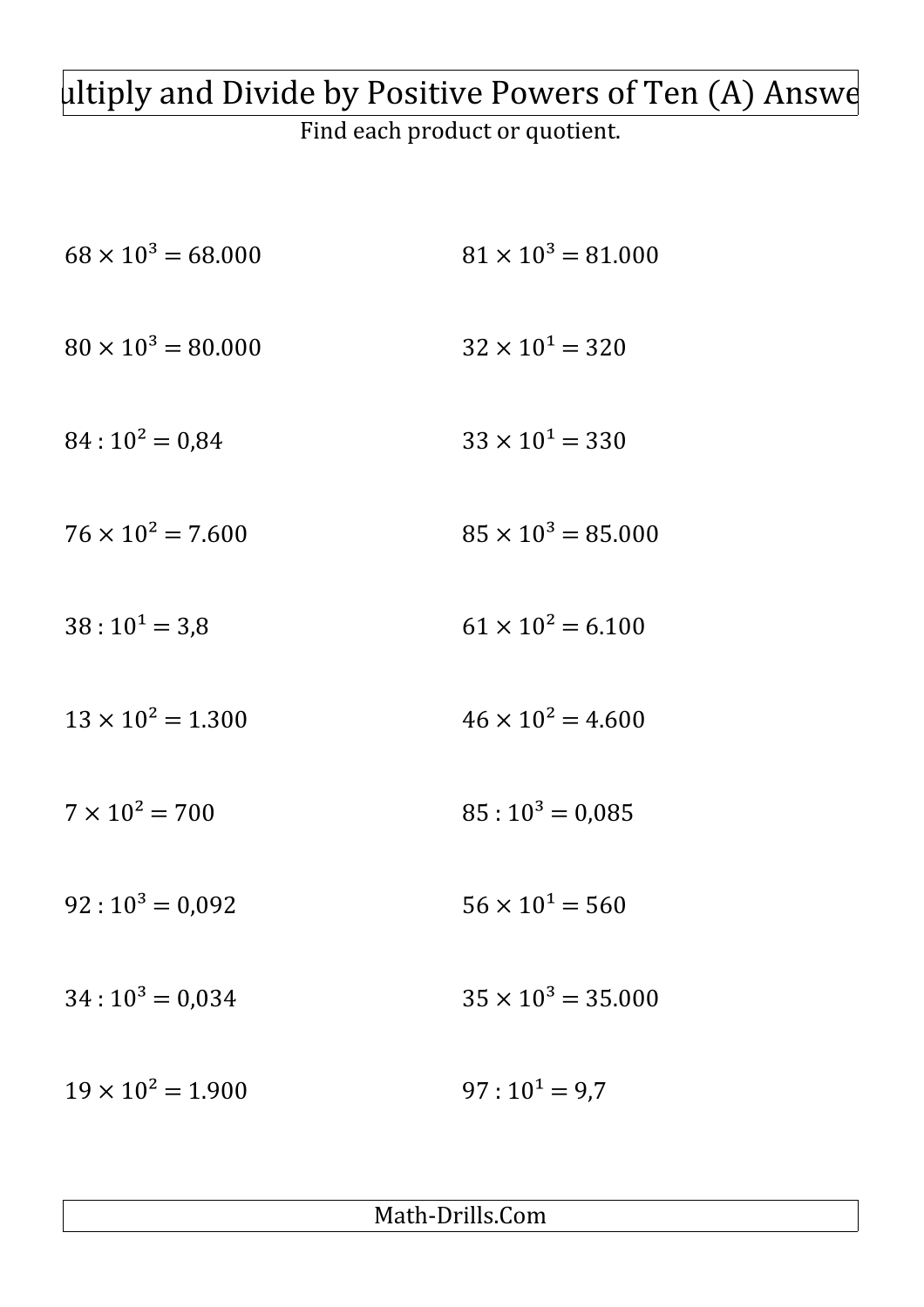# ultiply and Divide by Positive Powers of Ten (A) Answe

Find each product or quotient.

$68 \times 10^3 = 68.000$

$81 \times 10^3 = 81.000$

$80 \times 10^3 = 80.000$

$32 \times 10^1 = 320$

$84 : 10^2 = 0{,}84$

$33 \times 10^1 = 330$

$76 \times 10^2 = 7.600$

$85 \times 10^3 = 85.000$

$38 : 10^1 = 3{,}8$

$61 \times 10^2 = 6.100$

$13 \times 10^2 = 1.300$

$46 \times 10^2 = 4.600$

$7 \times 10^2 = 700$

$85 : 10^3 = 0{,}085$

$92 : 10^3 = 0{,}092$

$56 \times 10^1 = 560$

$34 : 10^3 = 0{,}034$

$35 \times 10^3 = 35.000$

$19 \times 10^2 = 1.900$

$97 : 10^1 = 9{,}7$

Math-Drills.Com